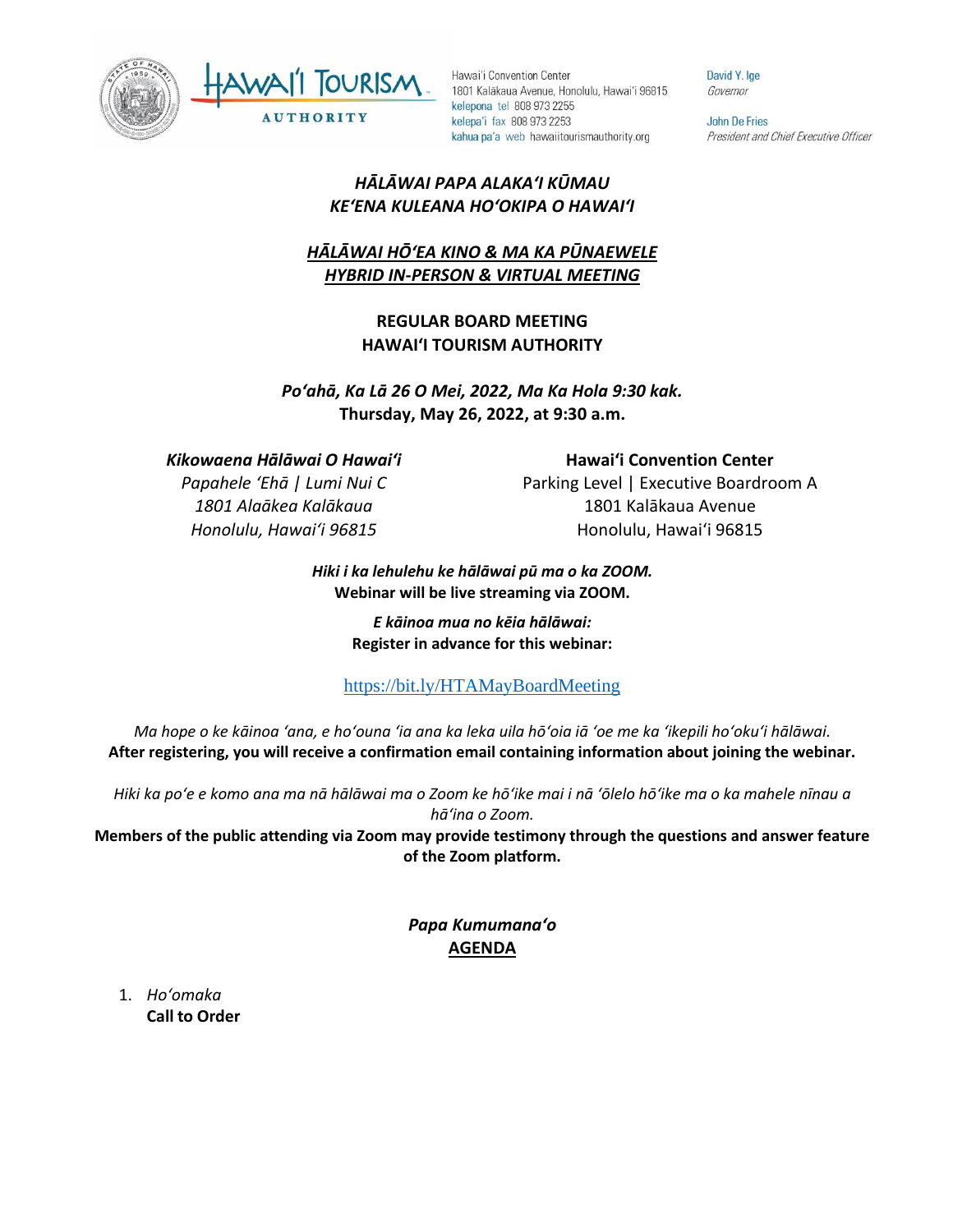Hawai'i Convention Center
1801 Kalākaua Avenue, Honolulu, Hawai'i 96815
kelepona tel 808 973 2255
kelepa'i fax 808 973 2253
kahua pa'a web hawaiitourismauthority.org

David Y. Ige
*Governor*

John De Fries
*President and Chief Executive Officer*

***HĀLĀWAI PAPA ALAKAʻI KŪMAU***
***KEʻENA KULEANA HOʻOKIPA O HAWAIʻI***

***HĀLĀWAI HŌʻEA KINO & MA KA PŪNAEWELE***
**HYBRID IN-PERSON & VIRTUAL MEETING**

**REGULAR BOARD MEETING**
**HAWAIʻI TOURISM AUTHORITY**

***Poʻahā, Ka Lā 26 O Mei, 2022, Ma Ka Hola 9:30 kak.***
**Thursday, May 26, 2022, at 9:30 a.m.**

***Kikowaena Hālāwai O Hawaiʻi***
*Papahele ʻEhā | Lumi Nui C*
*1801 Alaākea Kalākaua*
*Honolulu, Hawaiʻi 96815*

**Hawaiʻi Convention Center**
Parking Level | Executive Boardroom A
1801 Kalākaua Avenue
Honolulu, Hawaiʻi 96815

***Hiki i ka lehulehu ke hālāwai pū ma o ka ZOOM.***
**Webinar will be live streaming via ZOOM.**

***E kāinoa mua no kēia hālāwai:***
**Register in advance for this webinar:**

https://bit.ly/HTAMayBoardMeeting

*Ma hope o ke kāinoa ʻana, e hoʻouna ʻia ana ka leka uila hōʻoia iā ʻoe me ka ʻikepili hoʻokuʻi hālāwai.*
**After registering, you will receive a confirmation email containing information about joining the webinar.**

*Hiki ka poʻe e komo ana ma nā hālāwai ma o Zoom ke hōʻike mai i nā ʻōlelo hōʻike ma o ka mahele nīnau a hāʻina o Zoom.*
**Members of the public attending via Zoom may provide testimony through the questions and answer feature of the Zoom platform.**

***Papa Kumumanaʻo***
**AGENDA**

1. *Hoʻomaka*
   **Call to Order**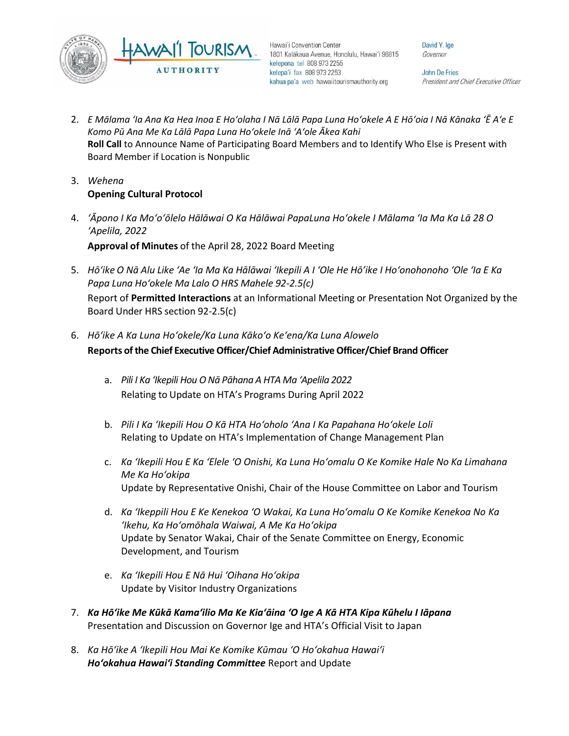2. *E Mālama ʻIa Ana Ka Hea Inoa E Hoʻolaha I Nā Lālā Papa Luna Hoʻokele A E Hōʻoia I Nā Kānaka ʻĒ Aʻe E Komo Pū Ana Me Ka Lālā Papa Luna Hoʻokele Inā ʻAʻole Ākea Kahi*
   **Roll Call** to Announce Name of Participating Board Members and to Identify Who Else is Present with Board Member if Location is Nonpublic

3. *Wehena*
   **Opening Cultural Protocol**

4. *ʻĀpono I Ka Moʻoʻōlelo Hālāwai O Ka Hālāwai PapaLuna Hoʻokele I Mālama ʻIa Ma Ka Lā 28 O ʻApelila, 2022*
   **Approval of Minutes** of the April 28, 2022 Board Meeting

5. *Hōʻike O Nā Alu Like ʻAe ʻIa Ma Ka Hālāwai ʻIkepili A I ʻOle He Hōʻike I Hoʻonohonoho ʻOle ʻIa E Ka Papa Luna Hoʻokele Ma Lalo O HRS Mahele 92-2.5(c)*
   Report of **Permitted Interactions** at an Informational Meeting or Presentation Not Organized by the Board Under HRS section 92-2.5(c)

6. *Hōʻike A Ka Luna Hoʻokele/Ka Luna Kākoʻo Keʻena/Ka Luna Alowelo*
   **Reports of the Chief Executive Officer/Chief Administrative Officer/Chief Brand Officer**

   a. *Pili I Ka ʻIkepili Hou O Nā Pāhana A HTA Ma ʻApelila 2022*
      Relating to Update on HTA's Programs During April 2022

   b. *Pili I Ka ʻIkepili Hou O Kā HTA Hoʻoholo ʻAna I Ka Papahana Hoʻokele Loli*
      Relating to Update on HTA's Implementation of Change Management Plan

   c. *Ka ʻIkepili Hou E Ka ʻElele ʻO Onishi, Ka Luna Hoʻomalu O Ke Komike Hale No Ka Limahana Me Ka Hoʻokipa*
      Update by Representative Onishi, Chair of the House Committee on Labor and Tourism

   d. *Ka ʻIkeppili Hou E Ke Kenekoa ʻO Wakai, Ka Luna Hoʻomalu O Ke Komike Kenekoa No Ka ʻIkehu, Ka Hoʻomōhala Waiwai, A Me Ka Hoʻokipa*
      Update by Senator Wakai, Chair of the Senate Committee on Energy, Economic Development, and Tourism

   e. *Ka ʻIkepili Hou E Nā Hui ʻOihana Hoʻokipa*
      Update by Visitor Industry Organizations

7. ***Ka Hōʻike Me Kūkā Kamaʻilio Ma Ke Kiaʻāina ʻO Ige A Kā HTA Kipa Kūhelu I Iāpana***
   Presentation and Discussion on Governor Ige and HTA's Official Visit to Japan

8. *Ka Hōʻike A ʻIkepili Hou Mai Ke Komike Kūmau ʻO Hoʻokahua Hawaiʻi*
   ***Hoʻokahua Hawaiʻi Standing Committee*** Report and Update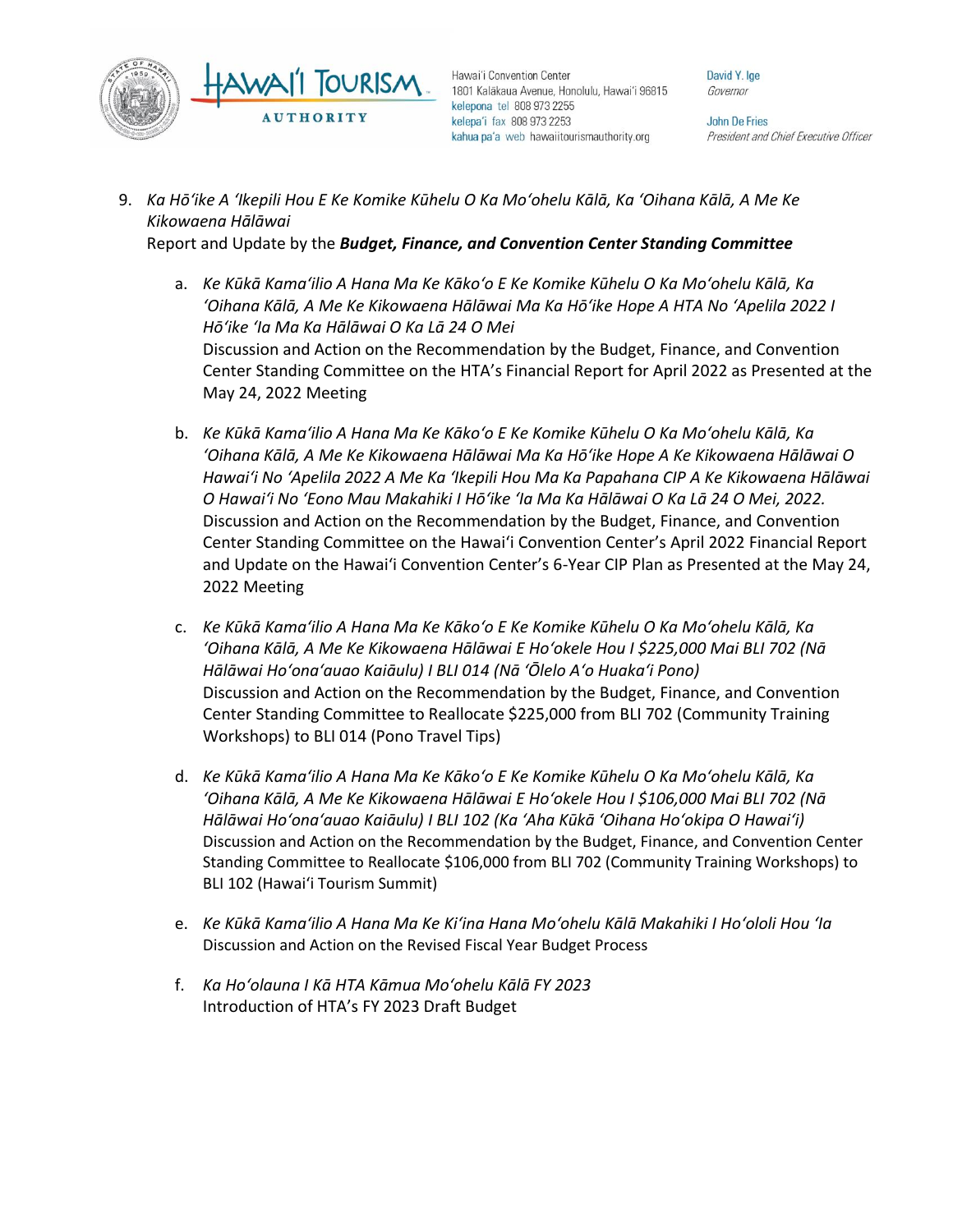9. *Ka Hōʻike A ʻIkepili Hou E Ke Komike Kūhelu O Ka Moʻohelu Kālā, Ka ʻOihana Kālā, A Me Ke Kikowaena Hālāwai*
   Report and Update by the ***Budget, Finance, and Convention Center Standing Committee***

   a. *Ke Kūkā Kamaʻilio A Hana Ma Ke Kākoʻo E Ke Komike Kūhelu O Ka Moʻohelu Kālā, Ka ʻOihana Kālā, A Me Ke Kikowaena Hālāwai Ma Ka Hōʻike Hope A HTA No ʻApelila 2022 I Hōʻike ʻIa Ma Ka Hālāwai O Ka Lā 24 O Mei*
      Discussion and Action on the Recommendation by the Budget, Finance, and Convention Center Standing Committee on the HTA's Financial Report for April 2022 as Presented at the May 24, 2022 Meeting

   b. *Ke Kūkā Kamaʻilio A Hana Ma Ke Kākoʻo E Ke Komike Kūhelu O Ka Moʻohelu Kālā, Ka ʻOihana Kālā, A Me Ke Kikowaena Hālāwai Ma Ka Hōʻike Hope A Ke Kikowaena Hālāwai O Hawaiʻi No ʻApelila 2022 A Me Ka ʻIkepili Hou Ma Ka Papahana CIP A Ke Kikowaena Hālāwai O Hawaiʻi No ʻEono Mau Makahiki I Hōʻike ʻIa Ma Ka Hālāwai O Ka Lā 24 O Mei, 2022.*
      Discussion and Action on the Recommendation by the Budget, Finance, and Convention Center Standing Committee on the Hawaiʻi Convention Center's April 2022 Financial Report and Update on the Hawaiʻi Convention Center's 6-Year CIP Plan as Presented at the May 24, 2022 Meeting

   c. *Ke Kūkā Kamaʻilio A Hana Ma Ke Kākoʻo E Ke Komike Kūhelu O Ka Moʻohelu Kālā, Ka ʻOihana Kālā, A Me Ke Kikowaena Hālāwai E Hoʻokele Hou I $225,000 Mai BLI 702 (Nā Hālāwai Hoʻonaʻauao Kaiāulu) I BLI 014 (Nā ʻŌlelo Aʻo Huakaʻi Pono)*
      Discussion and Action on the Recommendation by the Budget, Finance, and Convention Center Standing Committee to Reallocate $225,000 from BLI 702 (Community Training Workshops) to BLI 014 (Pono Travel Tips)

   d. *Ke Kūkā Kamaʻilio A Hana Ma Ke Kākoʻo E Ke Komike Kūhelu O Ka Moʻohelu Kālā, Ka ʻOihana Kālā, A Me Ke Kikowaena Hālāwai E Hoʻokele Hou I $106,000 Mai BLI 702 (Nā Hālāwai Hoʻonaʻauao Kaiāulu) I BLI 102 (Ka ʻAha Kūkā ʻOihana Hoʻokipa O Hawaiʻi)*
      Discussion and Action on the Recommendation by the Budget, Finance, and Convention Center Standing Committee to Reallocate $106,000 from BLI 702 (Community Training Workshops) to BLI 102 (Hawaiʻi Tourism Summit)

   e. *Ke Kūkā Kamaʻilio A Hana Ma Ke Kiʻina Hana Moʻohelu Kālā Makahiki I Hoʻololi Hou ʻIa*
      Discussion and Action on the Revised Fiscal Year Budget Process

   f. *Ka Hoʻolauna I Kā HTA Kāmua Moʻohelu Kālā FY 2023*
      Introduction of HTA's FY 2023 Draft Budget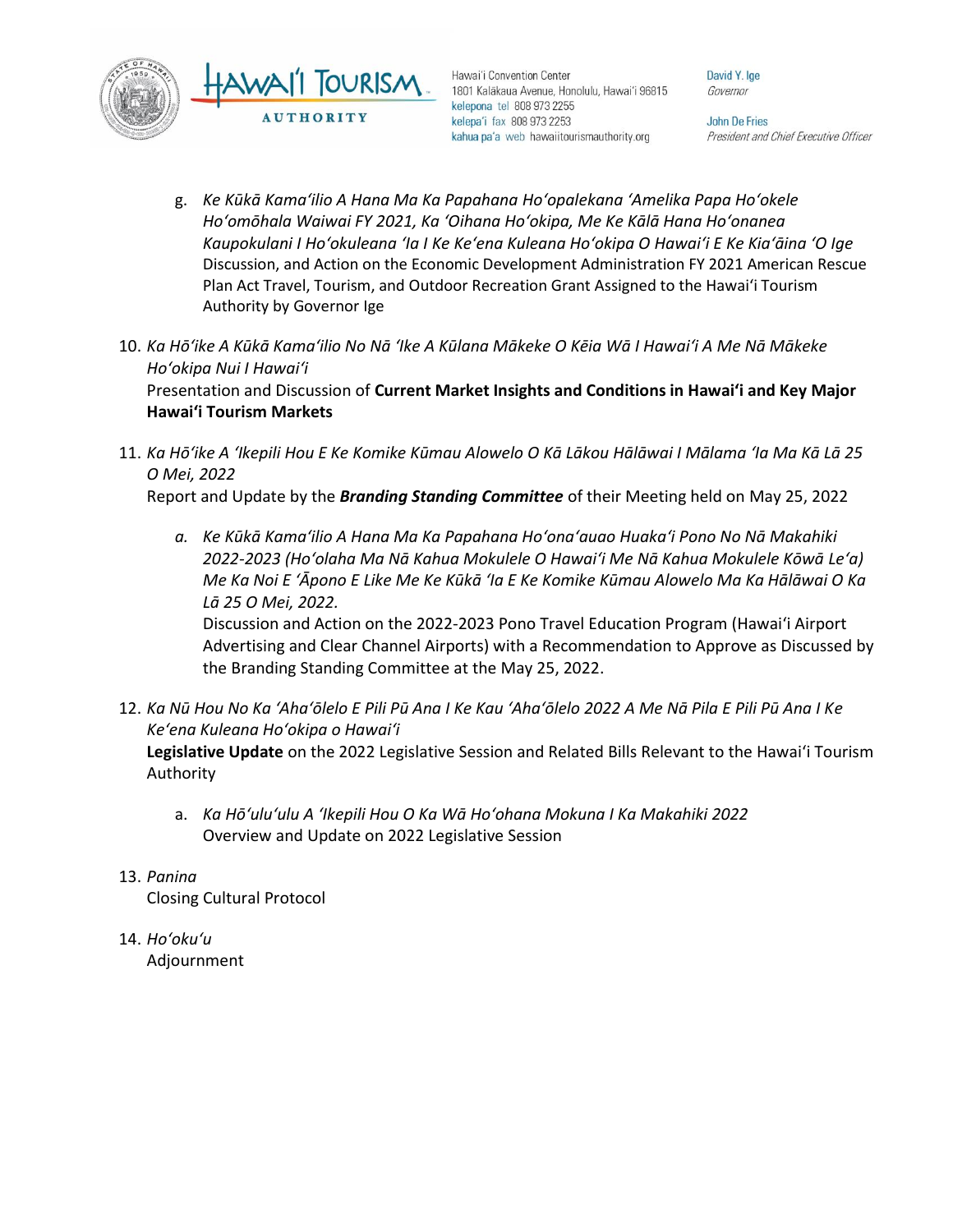g. *Ke Kūkā Kamaʻilio A Hana Ma Ka Papahana Hoʻopalekana ʻAmelika Papa Hoʻokele Hoʻomōhala Waiwai FY 2021, Ka ʻOihana Hoʻokipa, Me Ke Kālā Hana Hoʻonanea Kaupokulani I Hoʻokuleana ʻIa I Ke Keʻena Kuleana Hoʻokipa O Hawaiʻi E Ke Kiaʻāina ʻO Ige*
Discussion, and Action on the Economic Development Administration FY 2021 American Rescue Plan Act Travel, Tourism, and Outdoor Recreation Grant Assigned to the Hawaiʻi Tourism Authority by Governor Ige

10. *Ka Hōʻike A Kūkā Kamaʻilio No Nā ʻIke A Kūlana Mākeke O Kēia Wā I Hawaiʻi A Me Nā Mākeke Hoʻokipa Nui I Hawaiʻi*
Presentation and Discussion of **Current Market Insights and Conditions in Hawaiʻi and Key Major Hawaiʻi Tourism Markets**

11. *Ka Hōʻike A ʻIkepili Hou E Ke Komike Kūmau Alowelo O Kā Lākou Hālāwai I Mālama ʻIa Ma Kā Lā 25 O Mei, 2022*
Report and Update by the ***Branding Standing Committee*** of their Meeting held on May 25, 2022

    a. *Ke Kūkā Kamaʻilio A Hana Ma Ka Papahana Hoʻonaʻauao Huakaʻi Pono No Nā Makahiki 2022-2023 (Hoʻolaha Ma Nā Kahua Mokulele O Hawaiʻi Me Nā Kahua Mokulele Kōwā Leʻa) Me Ka Noi E ʻĀpono E Like Me Ke Kūkā ʻIa E Ke Komike Kūmau Alowelo Ma Ka Hālāwai O Ka Lā 25 O Mei, 2022.*
    Discussion and Action on the 2022-2023 Pono Travel Education Program (Hawaiʻi Airport Advertising and Clear Channel Airports) with a Recommendation to Approve as Discussed by the Branding Standing Committee at the May 25, 2022.

12. *Ka Nū Hou No Ka ʻAhaʻōlelo E Pili Pū Ana I Ke Kau ʻAhaʻōlelo 2022 A Me Nā Pila E Pili Pū Ana I Ke Keʻena Kuleana Hoʻokipa o Hawaiʻi*
**Legislative Update** on the 2022 Legislative Session and Related Bills Relevant to the Hawaiʻi Tourism Authority

    a. *Ka Hōʻuluʻulu A ʻIkepili Hou O Ka Wā Hoʻohana Mokuna I Ka Makahiki 2022*
    Overview and Update on 2022 Legislative Session

13. *Panina*
Closing Cultural Protocol

14. *Hoʻokuʻu*
Adjournment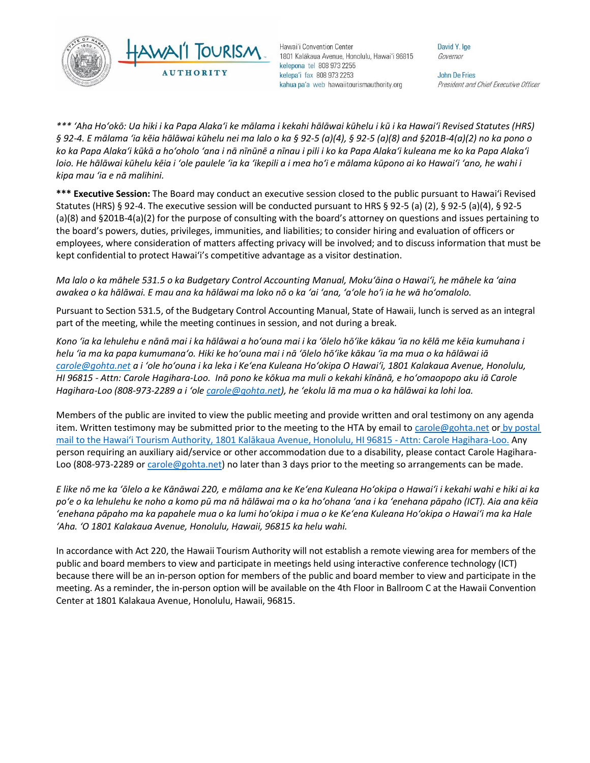Hawaiʻi Convention Center
1801 Kalākaua Avenue, Honolulu, Hawaiʻi 96815
kelepona tel 808 973 2255
kelepaʻi fax 808 973 2253
kahua paʻa web hawaiitourismauthority.org

David Y. Ige
*Governor*

John De Fries
*President and Chief Executive Officer*

*\*\*\* ʻAha Hoʻokō: Ua hiki i ka Papa Alakaʻi ke mālama i kekahi hālāwai kūhelu i kū i ka Hawaiʻi Revised Statutes (HRS) § 92-4. E mālama ʻia kēia hālāwai kūhelu nei ma lalo o ka § 92-5 (a)(4), § 92-5 (a)(8) and §201B-4(a)(2) no ka pono o ko ka Papa Alakaʻi kūkā a hoʻoholo ʻana i nā nīnūnē a nīnau i pili i ko ka Papa Alakaʻi kuleana me ko ka Papa Alakaʻi loio. He hālāwai kūhelu kēia i ʻole paulele ʻia ka ʻikepili a i mea hoʻi e mālama kūpono ai ko Hawaiʻi ʻano, he wahi i kipa mau ʻia e nā malihini.*

**\*\*\* Executive Session:** The Board may conduct an executive session closed to the public pursuant to Hawaiʻi Revised Statutes (HRS) § 92-4. The executive session will be conducted pursuant to HRS § 92-5 (a) (2), § 92-5 (a)(4), § 92-5 (a)(8) and §201B-4(a)(2) for the purpose of consulting with the board's attorney on questions and issues pertaining to the board's powers, duties, privileges, immunities, and liabilities; to consider hiring and evaluation of officers or employees, where consideration of matters affecting privacy will be involved; and to discuss information that must be kept confidential to protect Hawaiʻi's competitive advantage as a visitor destination.

*Ma lalo o ka māhele 531.5 o ka Budgetary Control Accounting Manual, Mokuʻāina o Hawaiʻi, he māhele ka ʻaina awakea o ka hālāwai. E mau ana ka hālāwai ma loko nō o ka ʻai ʻana, ʻaʻole hoʻi ia he wā hoʻomalolo.*

Pursuant to Section 531.5, of the Budgetary Control Accounting Manual, State of Hawaii, lunch is served as an integral part of the meeting, while the meeting continues in session, and not during a break.

*Kono ʻia ka lehulehu e nānā mai i ka hālāwai a hoʻouna mai i ka ʻōlelo hōʻike kākau ʻia no kēlā me kēia kumuhana i helu ʻia ma ka papa kumumanaʻo. Hiki ke hoʻouna mai i nā ʻōlelo hōʻike kākau ʻia ma mua o ka hālāwai iā carole@gohta.net a i ʻole hoʻouna i ka leka i Keʻena Kuleana Hoʻokipa O Hawaiʻi, 1801 Kalakaua Avenue, Honolulu, HI 96815 - Attn: Carole Hagihara-Loo. Inā pono ke kōkua ma muli o kekahi kīnānā, e hoʻomaopopo aku iā Carole Hagihara-Loo (808-973-2289 a i ʻole carole@gohta.net), he ʻekolu lā ma mua o ka hālāwai ka lohi loa.*

Members of the public are invited to view the public meeting and provide written and oral testimony on any agenda item. Written testimony may be submitted prior to the meeting to the HTA by email to carole@gohta.net or by postal mail to the Hawaiʻi Tourism Authority, 1801 Kalākaua Avenue, Honolulu, HI 96815 - Attn: Carole Hagihara-Loo. Any person requiring an auxiliary aid/service or other accommodation due to a disability, please contact Carole Hagihara-Loo (808-973-2289 or carole@gohta.net) no later than 3 days prior to the meeting so arrangements can be made.

*E like nō me ka ʻōlelo a ke Kānāwai 220, e mālama ana ke Keʻena Kuleana Hoʻokipa o Hawaiʻi i kekahi wahi e hiki ai ka poʻe o ka lehulehu ke noho a komo pū ma nā hālāwai ma o ka hoʻohana ʻana i ka ʻenehana pāpaho (ICT). Aia ana kēia ʻenehana pāpaho ma ka papahele mua o ka lumi hoʻokipa i mua o ke Keʻena Kuleana Hoʻokipa o Hawaiʻi ma ka Hale ʻAha. ʻO 1801 Kalakaua Avenue, Honolulu, Hawaii, 96815 ka helu wahi.*

In accordance with Act 220, the Hawaii Tourism Authority will not establish a remote viewing area for members of the public and board members to view and participate in meetings held using interactive conference technology (ICT) because there will be an in-person option for members of the public and board member to view and participate in the meeting. As a reminder, the in-person option will be available on the 4th Floor in Ballroom C at the Hawaii Convention Center at 1801 Kalakaua Avenue, Honolulu, Hawaii, 96815.